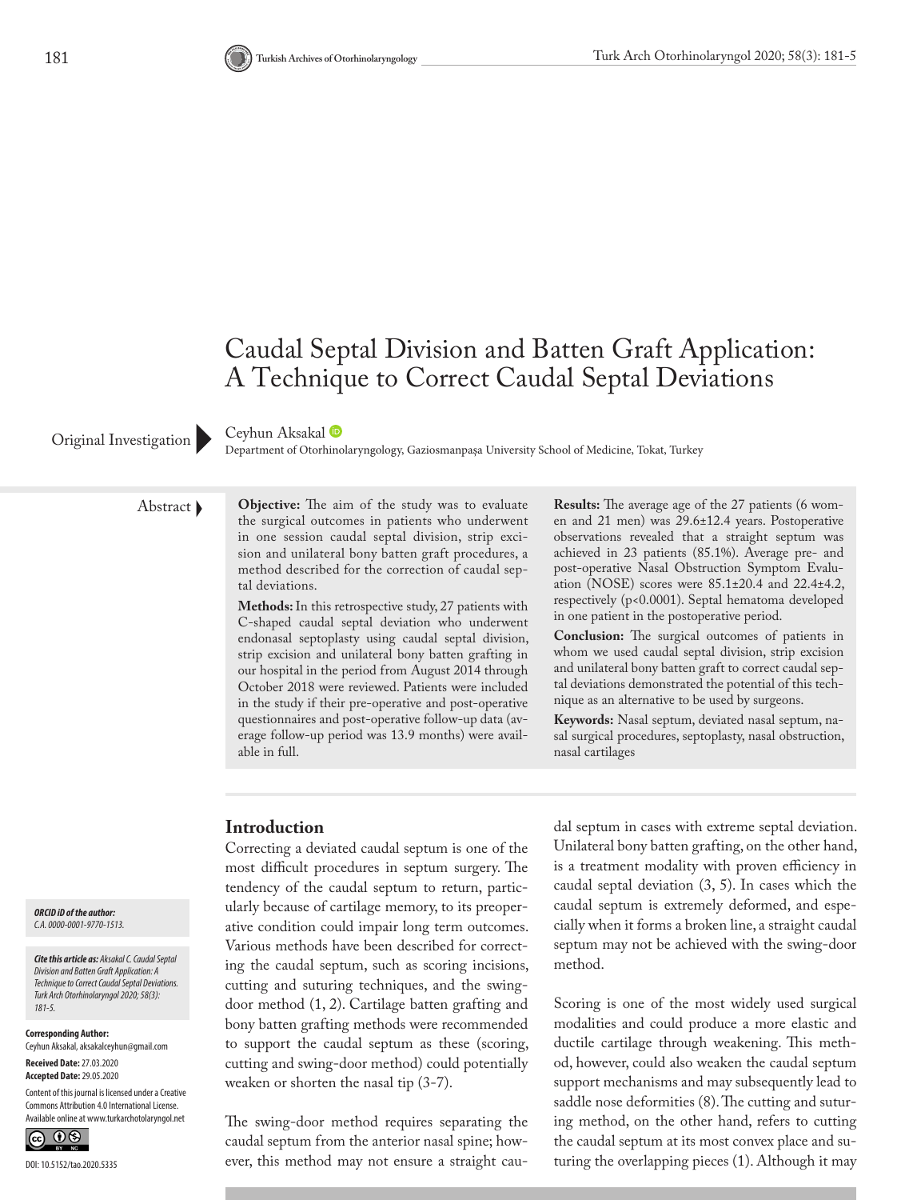# Caudal Septal Division and Batten Graft Application: A Technique to Correct Caudal Septal Deviations

Original Investigation

Ceyhun Aksakal

Department of Otorhinolaryngology, Gaziosmanpaşa University School of Medicine, Tokat, Turkey

## Abstract

**Objective:** The aim of the study was to evaluate the surgical outcomes in patients who underwent in one session caudal septal division, strip excision and unilateral bony batten graft procedures, a method described for the correction of caudal septal deviations.

**Methods:** In this retrospective study, 27 patients with C-shaped caudal septal deviation who underwent endonasal septoplasty using caudal septal division, strip excision and unilateral bony batten grafting in our hospital in the period from August 2014 through October 2018 were reviewed. Patients were included in the study if their pre-operative and post-operative questionnaires and post-operative follow-up data (average follow-up period was 13.9 months) were available in full.

**Results:** The average age of the 27 patients (6 women and 21 men) was 29.6±12.4 years. Postoperative observations revealed that a straight septum was achieved in 23 patients (85.1%). Average pre- and post-operative Nasal Obstruction Symptom Evaluation (NOSE) scores were 85.1±20.4 and 22.4±4.2, respectively ($p<0.0001$). Septal hematoma developed in one patient in the postoperative period.

**Conclusion:** The surgical outcomes of patients in whom we used caudal septal division, strip excision and unilateral bony batten graft to correct caudal septal deviations demonstrated the potential of this technique as an alternative to be used by surgeons.

**Keywords:** Nasal septum, deviated nasal septum, nasal surgical procedures, septoplasty, nasal obstruction, nasal cartilages

*ORCID iD of the author:* *C.A. 0000-0001-9770-1513.*

*Cite this article as: Aksakal C. Caudal Septal Division and Batten Graft Application: A Technique to Correct Caudal Septal Deviations. Turk Arch Otorhinolaryngol 2020; 58(3): 181-5.*

**Corresponding Author:** Ceyhun Aksakal, aksakalceyhun@gmail.com

**Received Date:** 27.03.2020
**Accepted Date:** 29.05.2020

Content of this journal is licensed under a Creative Commons Attribution 4.0 International License. Available online at www.turkarchotolaryngol.net

DOI: 10.5152/tao.2020.5335

## Introduction

Correcting a deviated caudal septum is one of the most difficult procedures in septum surgery. The tendency of the caudal septum to return, particularly because of cartilage memory, to its preoperative condition could impair long term outcomes. Various methods have been described for correcting the caudal septum, such as scoring incisions, cutting and suturing techniques, and the swing-door method (1, 2). Cartilage batten grafting and bony batten grafting methods were recommended to support the caudal septum as these (scoring, cutting and swing-door method) could potentially weaken or shorten the nasal tip (3-7).

The swing-door method requires separating the caudal septum from the anterior nasal spine; however, this method may not ensure a straight caudal septum in cases with extreme septal deviation. Unilateral bony batten grafting, on the other hand, is a treatment modality with proven efficiency in caudal septal deviation (3, 5). In cases which the caudal septum is extremely deformed, and especially when it forms a broken line, a straight caudal septum may not be achieved with the swing-door method.

Scoring is one of the most widely used surgical modalities and could produce a more elastic and ductile cartilage through weakening. This method, however, could also weaken the caudal septum support mechanisms and may subsequently lead to saddle nose deformities (8). The cutting and suturing method, on the other hand, refers to cutting the caudal septum at its most convex place and suturing the overlapping pieces (1). Although it may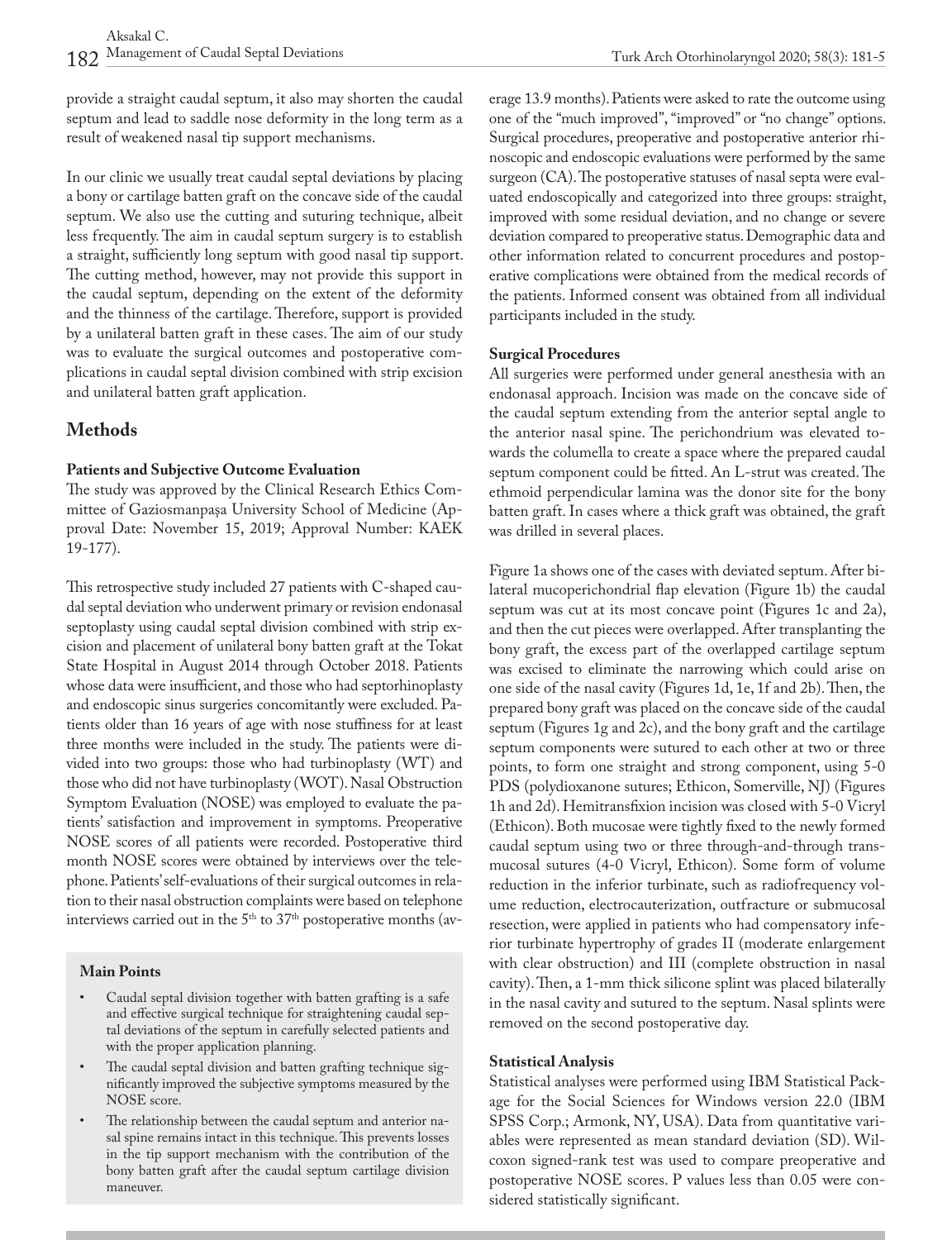provide a straight caudal septum, it also may shorten the caudal septum and lead to saddle nose deformity in the long term as a result of weakened nasal tip support mechanisms.

In our clinic we usually treat caudal septal deviations by placing a bony or cartilage batten graft on the concave side of the caudal septum. We also use the cutting and suturing technique, albeit less frequently. The aim in caudal septum surgery is to establish a straight, sufficiently long septum with good nasal tip support. The cutting method, however, may not provide this support in the caudal septum, depending on the extent of the deformity and the thinness of the cartilage. Therefore, support is provided by a unilateral batten graft in these cases. The aim of our study was to evaluate the surgical outcomes and postoperative complications in caudal septal division combined with strip excision and unilateral batten graft application.

## Methods

### Patients and Subjective Outcome Evaluation

The study was approved by the Clinical Research Ethics Committee of Gaziosmanpaşa University School of Medicine (Approval Date: November 15, 2019; Approval Number: KAEK 19-177).

This retrospective study included 27 patients with C-shaped caudal septal deviation who underwent primary or revision endonasal septoplasty using caudal septal division combined with strip excision and placement of unilateral bony batten graft at the Tokat State Hospital in August 2014 through October 2018. Patients whose data were insufficient, and those who had septorhinoplasty and endoscopic sinus surgeries concomitantly were excluded. Patients older than 16 years of age with nose stuffiness for at least three months were included in the study. The patients were divided into two groups: those who had turbinoplasty (WT) and those who did not have turbinoplasty (WOT). Nasal Obstruction Symptom Evaluation (NOSE) was employed to evaluate the patients' satisfaction and improvement in symptoms. Preoperative NOSE scores of all patients were recorded. Postoperative third month NOSE scores were obtained by interviews over the telephone. Patients' self-evaluations of their surgical outcomes in relation to their nasal obstruction complaints were based on telephone interviews carried out in the 5th to 37th postoperative months (average 13.9 months). Patients were asked to rate the outcome using one of the "much improved", "improved" or "no change" options. Surgical procedures, preoperative and postoperative anterior rhinoscopic and endoscopic evaluations were performed by the same surgeon (CA). The postoperative statuses of nasal septa were evaluated endoscopically and categorized into three groups: straight, improved with some residual deviation, and no change or severe deviation compared to preoperative status. Demographic data and other information related to concurrent procedures and postoperative complications were obtained from the medical records of the patients. Informed consent was obtained from all individual participants included in the study.

### Surgical Procedures

All surgeries were performed under general anesthesia with an endonasal approach. Incision was made on the concave side of the caudal septum extending from the anterior septal angle to the anterior nasal spine. The perichondrium was elevated towards the columella to create a space where the prepared caudal septum component could be fitted. An L-strut was created. The ethmoid perpendicular lamina was the donor site for the bony batten graft. In cases where a thick graft was obtained, the graft was drilled in several places.

Figure 1a shows one of the cases with deviated septum. After bilateral mucoperichondrial flap elevation (Figure 1b) the caudal septum was cut at its most concave point (Figures 1c and 2a), and then the cut pieces were overlapped. After transplanting the bony graft, the excess part of the overlapped cartilage septum was excised to eliminate the narrowing which could arise on one side of the nasal cavity (Figures 1d, 1e, 1f and 2b). Then, the prepared bony graft was placed on the concave side of the caudal septum (Figures 1g and 2c), and the bony graft and the cartilage septum components were sutured to each other at two or three points, to form one straight and strong component, using 5-0 PDS (polydioxanone sutures; Ethicon, Somerville, NJ) (Figures 1h and 2d). Hemitransfixion incision was closed with 5-0 Vicryl (Ethicon). Both mucosae were tightly fixed to the newly formed caudal septum using two or three through-and-through transmucosal sutures (4-0 Vicryl, Ethicon). Some form of volume reduction in the inferior turbinate, such as radiofrequency volume reduction, electrocauterization, outfracture or submucosal resection, were applied in patients who had compensatory inferior turbinate hypertrophy of grades II (moderate enlargement with clear obstruction) and III (complete obstruction in nasal cavity). Then, a 1-mm thick silicone splint was placed bilaterally in the nasal cavity and sutured to the septum. Nasal splints were removed on the second postoperative day.

### Statistical Analysis

Statistical analyses were performed using IBM Statistical Package for the Social Sciences for Windows version 22.0 (IBM SPSS Corp.; Armonk, NY, USA). Data from quantitative variables were represented as mean standard deviation (SD). Wilcoxon signed-rank test was used to compare preoperative and postoperative NOSE scores. P values less than 0.05 were considered statistically significant.

**Main Points**

- Caudal septal division together with batten grafting is a safe and effective surgical technique for straightening caudal septal deviations of the septum in carefully selected patients and with the proper application planning.
- The caudal septal division and batten grafting technique significantly improved the subjective symptoms measured by the NOSE score.
- The relationship between the caudal septum and anterior nasal spine remains intact in this technique. This prevents losses in the tip support mechanism with the contribution of the bony batten graft after the caudal septum cartilage division maneuver.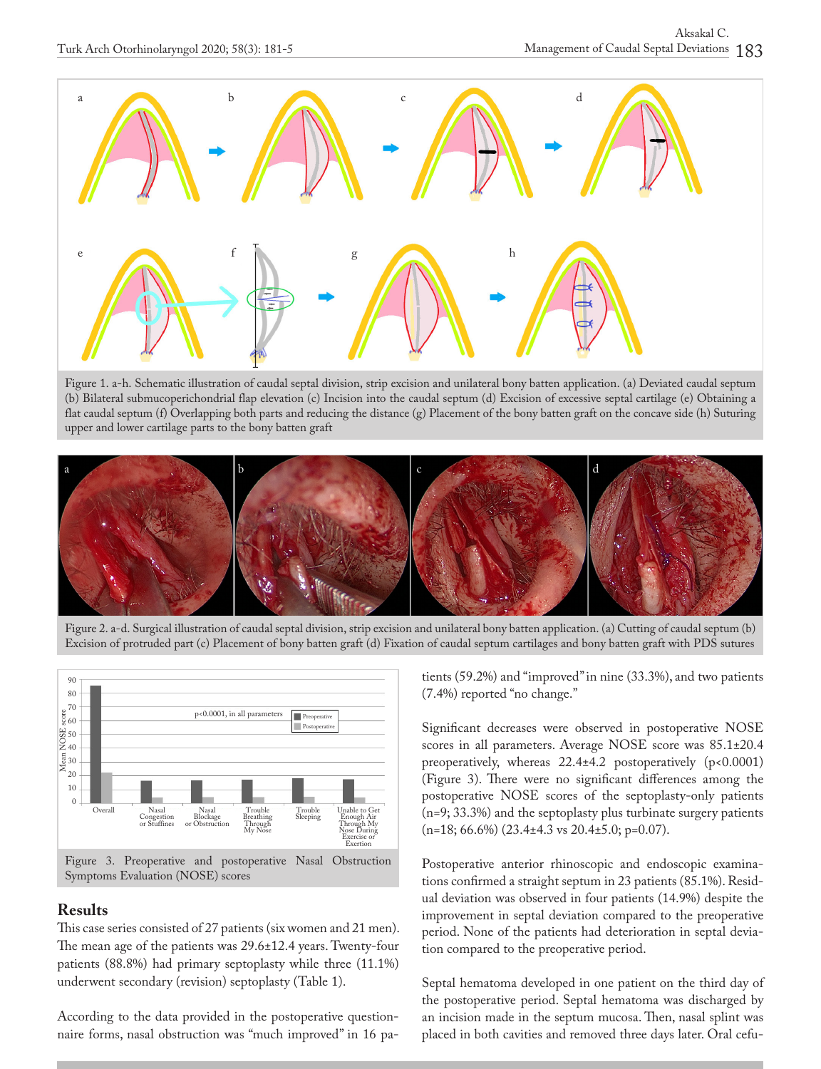Figure 1. a-h. Schematic illustration of caudal septal division, strip excision and unilateral bony batten application. (a) Deviated caudal septum (b) Bilateral submucoperichondrial flap elevation (c) Incision into the caudal septum (d) Excision of excessive septal cartilage (e) Obtaining a flat caudal septum (f) Overlapping both parts and reducing the distance (g) Placement of the bony batten graft on the concave side (h) Suturing upper and lower cartilage parts to the bony batten graft

Figure 2. a-d. Surgical illustration of caudal septal division, strip excision and unilateral bony batten application. (a) Cutting of caudal septum (b) Excision of protruded part (c) Placement of bony batten graft (d) Fixation of caudal septum cartilages and bony batten graft with PDS sutures

Figure 3. Preoperative and postoperative Nasal Obstruction Symptoms Evaluation (NOSE) scores

## Results

This case series consisted of 27 patients (six women and 21 men). The mean age of the patients was 29.6±12.4 years. Twenty-four patients (88.8%) had primary septoplasty while three (11.1%) underwent secondary (revision) septoplasty (Table 1).

According to the data provided in the postoperative questionnaire forms, nasal obstruction was "much improved" in 16 patients (59.2%) and "improved" in nine (33.3%), and two patients (7.4%) reported "no change."

Significant decreases were observed in postoperative NOSE scores in all parameters. Average NOSE score was 85.1±20.4 preoperatively, whereas 22.4±4.2 postoperatively ($p<0.0001$) (Figure 3). There were no significant differences among the postoperative NOSE scores of the septoplasty-only patients (n=9; 33.3%) and the septoplasty plus turbinate surgery patients (n=18; 66.6%) (23.4±4.3 vs 20.4±5.0; $p=0.07$).

Postoperative anterior rhinoscopic and endoscopic examinations confirmed a straight septum in 23 patients (85.1%). Residual deviation was observed in four patients (14.9%) despite the improvement in septal deviation compared to the preoperative period. None of the patients had deterioration in septal deviation compared to the preoperative period.

Septal hematoma developed in one patient on the third day of the postoperative period. Septal hematoma was discharged by an incision made in the septum mucosa. Then, nasal splint was placed in both cavities and removed three days later. Oral cefu-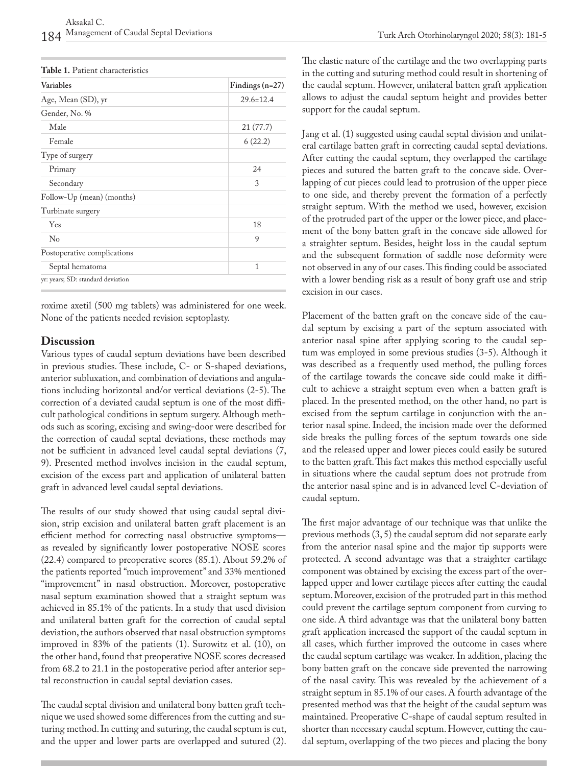**Table 1.** Patient characteristics

| Variables | Findings (n=27) |
|---|---|
| Age, Mean (SD), yr | 29.6±12.4 |
| Gender, No. % | |
| Male | 21 (77.7) |
| Female | 6 (22.2) |
| Type of surgery | |
| Primary | 24 |
| Secondary | 3 |
| Follow-Up (mean) (months) | |
| Turbinate surgery | |
| Yes | 18 |
| No | 9 |
| Postoperative complications | |
| Septal hematoma | 1 |

yr: years; SD: standard deviation

roxime axetil (500 mg tablets) was administered for one week. None of the patients needed revision septoplasty.

## Discussion

Various types of caudal septum deviations have been described in previous studies. These include, C- or S-shaped deviations, anterior subluxation, and combination of deviations and angulations including horizontal and/or vertical deviations (2-5). The correction of a deviated caudal septum is one of the most difficult pathological conditions in septum surgery. Although methods such as scoring, excising and swing-door were described for the correction of caudal septal deviations, these methods may not be sufficient in advanced level caudal septal deviations (7, 9). Presented method involves incision in the caudal septum, excision of the excess part and application of unilateral batten graft in advanced level caudal septal deviations.

The results of our study showed that using caudal septal division, strip excision and unilateral batten graft placement is an efficient method for correcting nasal obstructive symptoms—as revealed by significantly lower postoperative NOSE scores (22.4) compared to preoperative scores (85.1). About 59.2% of the patients reported "much improvement" and 33% mentioned "improvement" in nasal obstruction. Moreover, postoperative nasal septum examination showed that a straight septum was achieved in 85.1% of the patients. In a study that used division and unilateral batten graft for the correction of caudal septal deviation, the authors observed that nasal obstruction symptoms improved in 83% of the patients (1). Surowitz et al. (10), on the other hand, found that preoperative NOSE scores decreased from 68.2 to 21.1 in the postoperative period after anterior septal reconstruction in caudal septal deviation cases.

The caudal septal division and unilateral bony batten graft technique we used showed some differences from the cutting and suturing method. In cutting and suturing, the caudal septum is cut, and the upper and lower parts are overlapped and sutured (2). The elastic nature of the cartilage and the two overlapping parts in the cutting and suturing method could result in shortening of the caudal septum. However, unilateral batten graft application allows to adjust the caudal septum height and provides better support for the caudal septum.

Jang et al. (1) suggested using caudal septal division and unilateral cartilage batten graft in correcting caudal septal deviations. After cutting the caudal septum, they overlapped the cartilage pieces and sutured the batten graft to the concave side. Overlapping of cut pieces could lead to protrusion of the upper piece to one side, and thereby prevent the formation of a perfectly straight septum. With the method we used, however, excision of the protruded part of the upper or the lower piece, and placement of the bony batten graft in the concave side allowed for a straighter septum. Besides, height loss in the caudal septum and the subsequent formation of saddle nose deformity were not observed in any of our cases. This finding could be associated with a lower bending risk as a result of bony graft use and strip excision in our cases.

Placement of the batten graft on the concave side of the caudal septum by excising a part of the septum associated with anterior nasal spine after applying scoring to the caudal septum was employed in some previous studies (3-5). Although it was described as a frequently used method, the pulling forces of the cartilage towards the concave side could make it difficult to achieve a straight septum even when a batten graft is placed. In the presented method, on the other hand, no part is excised from the septum cartilage in conjunction with the anterior nasal spine. Indeed, the incision made over the deformed side breaks the pulling forces of the septum towards one side and the released upper and lower pieces could easily be sutured to the batten graft. This fact makes this method especially useful in situations where the caudal septum does not protrude from the anterior nasal spine and is in advanced level C-deviation of caudal septum.

The first major advantage of our technique was that unlike the previous methods (3, 5) the caudal septum did not separate early from the anterior nasal spine and the major tip supports were protected. A second advantage was that a straighter cartilage component was obtained by excising the excess part of the overlapped upper and lower cartilage pieces after cutting the caudal septum. Moreover, excision of the protruded part in this method could prevent the cartilage septum component from curving to one side. A third advantage was that the unilateral bony batten graft application increased the support of the caudal septum in all cases, which further improved the outcome in cases where the caudal septum cartilage was weaker. In addition, placing the bony batten graft on the concave side prevented the narrowing of the nasal cavity. This was revealed by the achievement of a straight septum in 85.1% of our cases. A fourth advantage of the presented method was that the height of the caudal septum was maintained. Preoperative C-shape of caudal septum resulted in shorter than necessary caudal septum. However, cutting the caudal septum, overlapping of the two pieces and placing the bony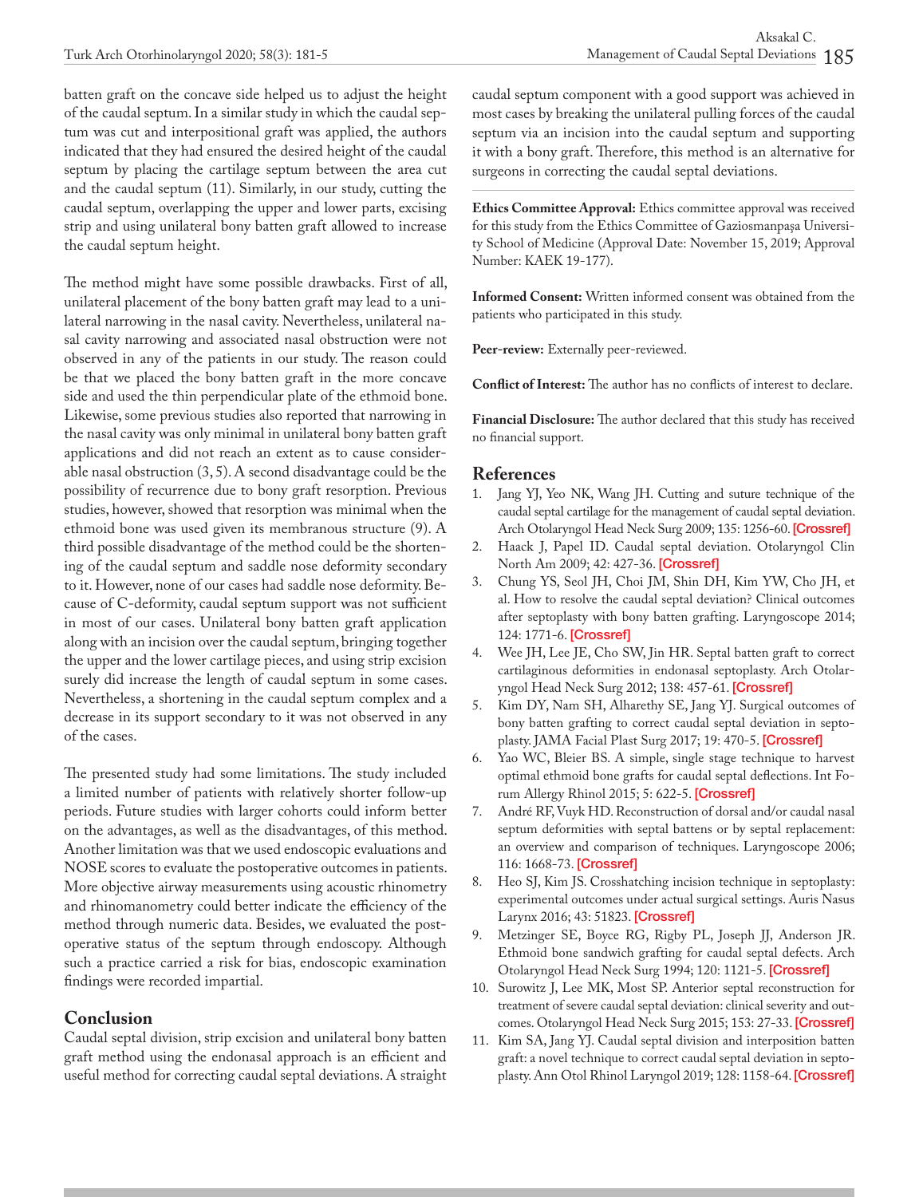batten graft on the concave side helped us to adjust the height of the caudal septum. In a similar study in which the caudal septum was cut and interpositional graft was applied, the authors indicated that they had ensured the desired height of the caudal septum by placing the cartilage septum between the area cut and the caudal septum (11). Similarly, in our study, cutting the caudal septum, overlapping the upper and lower parts, excising strip and using unilateral bony batten graft allowed to increase the caudal septum height.

The method might have some possible drawbacks. First of all, unilateral placement of the bony batten graft may lead to a unilateral narrowing in the nasal cavity. Nevertheless, unilateral nasal cavity narrowing and associated nasal obstruction were not observed in any of the patients in our study. The reason could be that we placed the bony batten graft in the more concave side and used the thin perpendicular plate of the ethmoid bone. Likewise, some previous studies also reported that narrowing in the nasal cavity was only minimal in unilateral bony batten graft applications and did not reach an extent as to cause considerable nasal obstruction (3, 5). A second disadvantage could be the possibility of recurrence due to bony graft resorption. Previous studies, however, showed that resorption was minimal when the ethmoid bone was used given its membranous structure (9). A third possible disadvantage of the method could be the shortening of the caudal septum and saddle nose deformity secondary to it. However, none of our cases had saddle nose deformity. Because of C-deformity, caudal septum support was not sufficient in most of our cases. Unilateral bony batten graft application along with an incision over the caudal septum, bringing together the upper and the lower cartilage pieces, and using strip excision surely did increase the length of caudal septum in some cases. Nevertheless, a shortening in the caudal septum complex and a decrease in its support secondary to it was not observed in any of the cases.

The presented study had some limitations. The study included a limited number of patients with relatively shorter follow-up periods. Future studies with larger cohorts could inform better on the advantages, as well as the disadvantages, of this method. Another limitation was that we used endoscopic evaluations and NOSE scores to evaluate the postoperative outcomes in patients. More objective airway measurements using acoustic rhinometry and rhinomanometry could better indicate the efficiency of the method through numeric data. Besides, we evaluated the postoperative status of the septum through endoscopy. Although such a practice carried a risk for bias, endoscopic examination findings were recorded impartial.

## Conclusion

Caudal septal division, strip excision and unilateral bony batten graft method using the endonasal approach is an efficient and useful method for correcting caudal septal deviations. A straight caudal septum component with a good support was achieved in most cases by breaking the unilateral pulling forces of the caudal septum via an incision into the caudal septum and supporting it with a bony graft. Therefore, this method is an alternative for surgeons in correcting the caudal septal deviations.

**Ethics Committee Approval:** Ethics committee approval was received for this study from the Ethics Committee of Gaziosmanpaşa University School of Medicine (Approval Date: November 15, 2019; Approval Number: KAEK 19-177).

**Informed Consent:** Written informed consent was obtained from the patients who participated in this study.

**Peer-review:** Externally peer-reviewed.

**Conflict of Interest:** The author has no conflicts of interest to declare.

**Financial Disclosure:** The author declared that this study has received no financial support.

## References

1. Jang YJ, Yeo NK, Wang JH. Cutting and suture technique of the caudal septal cartilage for the management of caudal septal deviation. Arch Otolaryngol Head Neck Surg 2009; 135: 1256-60. [Crossref]
2. Haack J, Papel ID. Caudal septal deviation. Otolaryngol Clin North Am 2009; 42: 427-36. [Crossref]
3. Chung YS, Seol JH, Choi JM, Shin DH, Kim YW, Cho JH, et al. How to resolve the caudal septal deviation? Clinical outcomes after septoplasty with bony batten grafting. Laryngoscope 2014; 124: 1771-6. [Crossref]
4. Wee JH, Lee JE, Cho SW, Jin HR. Septal batten graft to correct cartilaginous deformities in endonasal septoplasty. Arch Otolaryngol Head Neck Surg 2012; 138: 457-61. [Crossref]
5. Kim DY, Nam SH, Alharethy SE, Jang YJ. Surgical outcomes of bony batten grafting to correct caudal septal deviation in septoplasty. JAMA Facial Plast Surg 2017; 19: 470-5. [Crossref]
6. Yao WC, Bleier BS. A simple, single stage technique to harvest optimal ethmoid bone grafts for caudal septal deflections. Int Forum Allergy Rhinol 2015; 5: 622-5. [Crossref]
7. André RF, Vuyk HD. Reconstruction of dorsal and/or caudal nasal septum deformities with septal battens or by septal replacement: an overview and comparison of techniques. Laryngoscope 2006; 116: 1668-73. [Crossref]
8. Heo SJ, Kim JS. Crosshatching incision technique in septoplasty: experimental outcomes under actual surgical settings. Auris Nasus Larynx 2016; 43: 51823. [Crossref]
9. Metzinger SE, Boyce RG, Rigby PL, Joseph JJ, Anderson JR. Ethmoid bone sandwich grafting for caudal septal defects. Arch Otolaryngol Head Neck Surg 1994; 120: 1121-5. [Crossref]
10. Surowitz J, Lee MK, Most SP. Anterior septal reconstruction for treatment of severe caudal septal deviation: clinical severity and outcomes. Otolaryngol Head Neck Surg 2015; 153: 27-33. [Crossref]
11. Kim SA, Jang YJ. Caudal septal division and interposition batten graft: a novel technique to correct caudal septal deviation in septoplasty. Ann Otol Rhinol Laryngol 2019; 128: 1158-64. [Crossref]